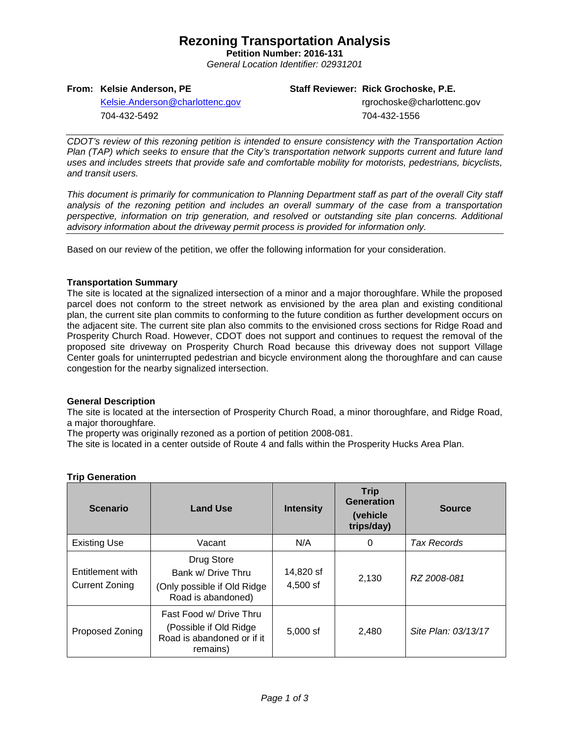# Rezoning Transportation Analysis

**Petition Number: 2016-131**

*General Location Identifier: 02931201*

**From: Kelsie Anderson, PE**
Kelsie.Anderson@charlottenc.gov
704-432-5492

**Staff Reviewer: Rick Grochoske, P.E.**
rgrochoske@charlottenc.gov
704-432-1556

*CDOT's review of this rezoning petition is intended to ensure consistency with the Transportation Action Plan (TAP) which seeks to ensure that the City's transportation network supports current and future land uses and includes streets that provide safe and comfortable mobility for motorists, pedestrians, bicyclists, and transit users.*

*This document is primarily for communication to Planning Department staff as part of the overall City staff analysis of the rezoning petition and includes an overall summary of the case from a transportation perspective, information on trip generation, and resolved or outstanding site plan concerns. Additional advisory information about the driveway permit process is provided for information only.*

Based on our review of the petition, we offer the following information for your consideration.

**Transportation Summary**

The site is located at the signalized intersection of a minor and a major thoroughfare. While the proposed parcel does not conform to the street network as envisioned by the area plan and existing conditional plan, the current site plan commits to conforming to the future condition as further development occurs on the adjacent site. The current site plan also commits to the envisioned cross sections for Ridge Road and Prosperity Church Road. However, CDOT does not support and continues to request the removal of the proposed site driveway on Prosperity Church Road because this driveway does not support Village Center goals for uninterrupted pedestrian and bicycle environment along the thoroughfare and can cause congestion for the nearby signalized intersection.

**General Description**

The site is located at the intersection of Prosperity Church Road, a minor thoroughfare, and Ridge Road, a major thoroughfare.

The property was originally rezoned as a portion of petition 2008-081.

The site is located in a center outside of Route 4 and falls within the Prosperity Hucks Area Plan.

**Trip Generation**

| Scenario | Land Use | Intensity | Trip Generation (vehicle trips/day) | Source |
|---|---|---|---|---|
| Existing Use | Vacant | N/A | 0 | *Tax Records* |
| Entitlement with Current Zoning | Drug Store<br>Bank w/ Drive Thru<br>(Only possible if Old Ridge Road is abandoned) | 14,820 sf<br>4,500 sf | 2,130 | *RZ 2008-081* |
| Proposed Zoning | Fast Food w/ Drive Thru<br>(Possible if Old Ridge Road is abandoned or if it remains) | 5,000 sf | 2,480 | *Site Plan: 03/13/17* |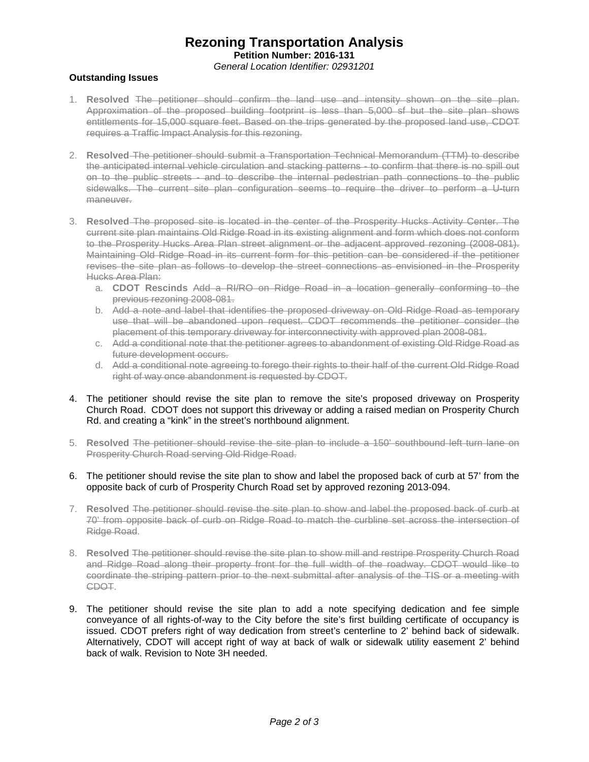# Rezoning Transportation Analysis

**Petition Number: 2016-131**

*General Location Identifier: 02931201*

### Outstanding Issues

1. **Resolved** ~~The petitioner should confirm the land use and intensity shown on the site plan. Approximation of the proposed building footprint is less than 5,000 sf but the site plan shows entitlements for 15,000 square feet. Based on the trips generated by the proposed land use, CDOT requires a Traffic Impact Analysis for this rezoning.~~

2. **Resolved** ~~The petitioner should submit a Transportation Technical Memorandum (TTM) to describe the anticipated internal vehicle circulation and stacking patterns - to confirm that there is no spill out on to the public streets - and to describe the internal pedestrian path connections to the public sidewalks. The current site plan configuration seems to require the driver to perform a U-turn maneuver.~~

3. **Resolved** ~~The proposed site is located in the center of the Prosperity Hucks Activity Center. The current site plan maintains Old Ridge Road in its existing alignment and form which does not conform to the Prosperity Hucks Area Plan street alignment or the adjacent approved rezoning (2008-081). Maintaining Old Ridge Road in its current form for this petition can be considered if the petitioner revises the site plan as follows to develop the street connections as envisioned in the Prosperity Hucks Area Plan:~~
   a. **CDOT Rescinds** ~~Add a RI/RO on Ridge Road in a location generally conforming to the previous rezoning 2008-081.~~
   b. ~~Add a note and label that identifies the proposed driveway on Old Ridge Road as temporary use that will be abandoned upon request. CDOT recommends the petitioner consider the placement of this temporary driveway for interconnectivity with approved plan 2008-081.~~
   c. ~~Add a conditional note that the petitioner agrees to abandonment of existing Old Ridge Road as future development occurs.~~
   d. ~~Add a conditional note agreeing to forego their rights to their half of the current Old Ridge Road right of way once abandonment is requested by CDOT.~~

4. The petitioner should revise the site plan to remove the site's proposed driveway on Prosperity Church Road. CDOT does not support this driveway or adding a raised median on Prosperity Church Rd. and creating a "kink" in the street's northbound alignment.

5. **Resolved** ~~The petitioner should revise the site plan to include a 150' southbound left turn lane on Prosperity Church Road serving Old Ridge Road.~~

6. The petitioner should revise the site plan to show and label the proposed back of curb at 57' from the opposite back of curb of Prosperity Church Road set by approved rezoning 2013-094.

7. **Resolved** ~~The petitioner should revise the site plan to show and label the proposed back of curb at 70' from opposite back of curb on Ridge Road to match the curbline set across the intersection of Ridge Road.~~

8. **Resolved** ~~The petitioner should revise the site plan to show mill and restripe Prosperity Church Road and Ridge Road along their property front for the full width of the roadway. CDOT would like to coordinate the striping pattern prior to the next submittal after analysis of the TIS or a meeting with CDOT.~~

9. The petitioner should revise the site plan to add a note specifying dedication and fee simple conveyance of all rights-of-way to the City before the site's first building certificate of occupancy is issued. CDOT prefers right of way dedication from street's centerline to 2' behind back of sidewalk. Alternatively, CDOT will accept right of way at back of walk or sidewalk utility easement 2' behind back of walk. Revision to Note 3H needed.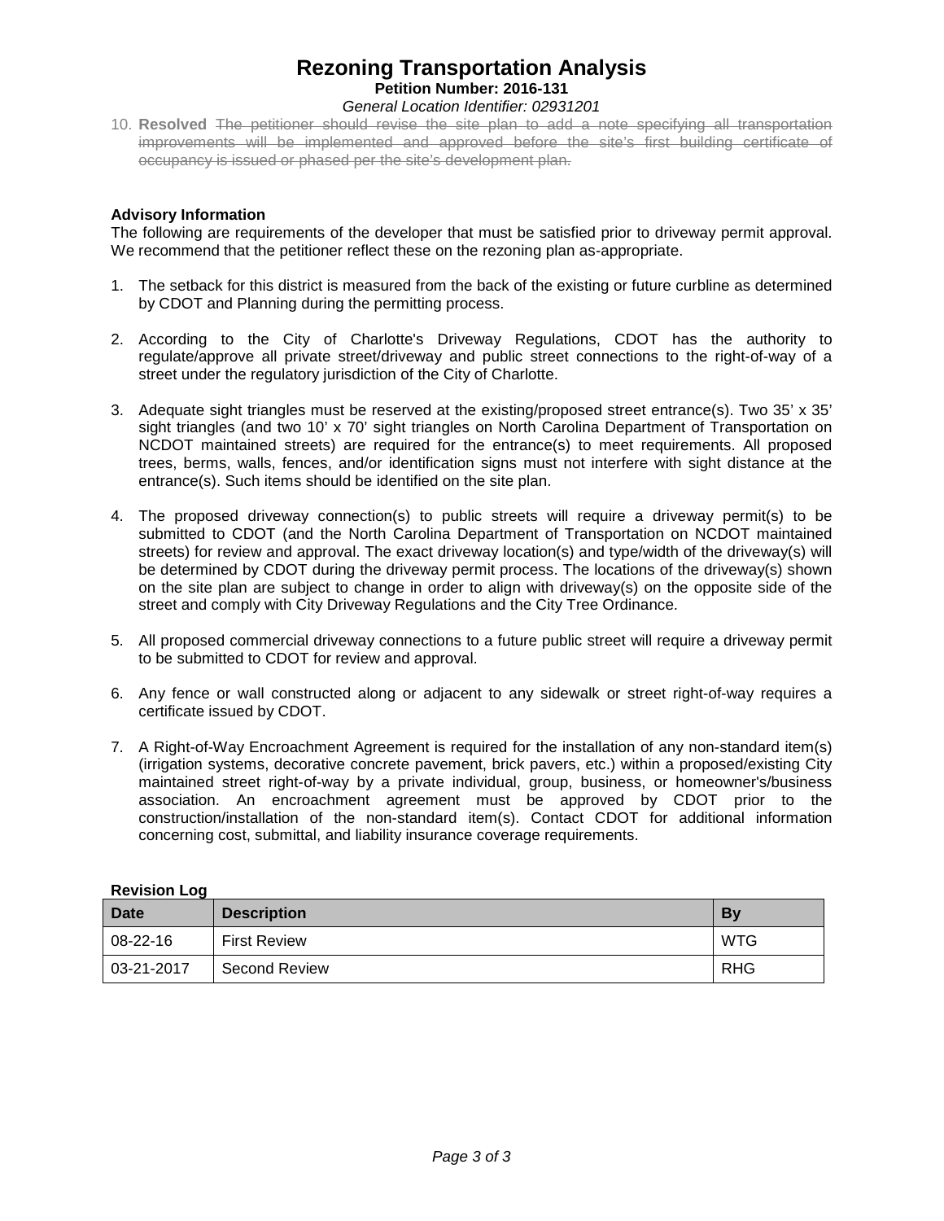10. **Resolved** ~~The petitioner should revise the site plan to add a note specifying all transportation improvements will be implemented and approved before the site's first building certificate of occupancy is issued or phased per the site's development plan.~~

**Advisory Information**

The following are requirements of the developer that must be satisfied prior to driveway permit approval. We recommend that the petitioner reflect these on the rezoning plan as-appropriate.

1. The setback for this district is measured from the back of the existing or future curbline as determined by CDOT and Planning during the permitting process.

2. According to the City of Charlotte's Driveway Regulations, CDOT has the authority to regulate/approve all private street/driveway and public street connections to the right-of-way of a street under the regulatory jurisdiction of the City of Charlotte.

3. Adequate sight triangles must be reserved at the existing/proposed street entrance(s). Two 35' x 35' sight triangles (and two 10' x 70' sight triangles on North Carolina Department of Transportation on NCDOT maintained streets) are required for the entrance(s) to meet requirements. All proposed trees, berms, walls, fences, and/or identification signs must not interfere with sight distance at the entrance(s). Such items should be identified on the site plan.

4. The proposed driveway connection(s) to public streets will require a driveway permit(s) to be submitted to CDOT (and the North Carolina Department of Transportation on NCDOT maintained streets) for review and approval. The exact driveway location(s) and type/width of the driveway(s) will be determined by CDOT during the driveway permit process. The locations of the driveway(s) shown on the site plan are subject to change in order to align with driveway(s) on the opposite side of the street and comply with City Driveway Regulations and the City Tree Ordinance.

5. All proposed commercial driveway connections to a future public street will require a driveway permit to be submitted to CDOT for review and approval.

6. Any fence or wall constructed along or adjacent to any sidewalk or street right-of-way requires a certificate issued by CDOT.

7. A Right-of-Way Encroachment Agreement is required for the installation of any non-standard item(s) (irrigation systems, decorative concrete pavement, brick pavers, etc.) within a proposed/existing City maintained street right-of-way by a private individual, group, business, or homeowner's/business association. An encroachment agreement must be approved by CDOT prior to the construction/installation of the non-standard item(s). Contact CDOT for additional information concerning cost, submittal, and liability insurance coverage requirements.

**Revision Log**

| Date | Description | By |
|---|---|---|
| 08-22-16 | First Review | WTG |
| 03-21-2017 | Second Review | RHG |